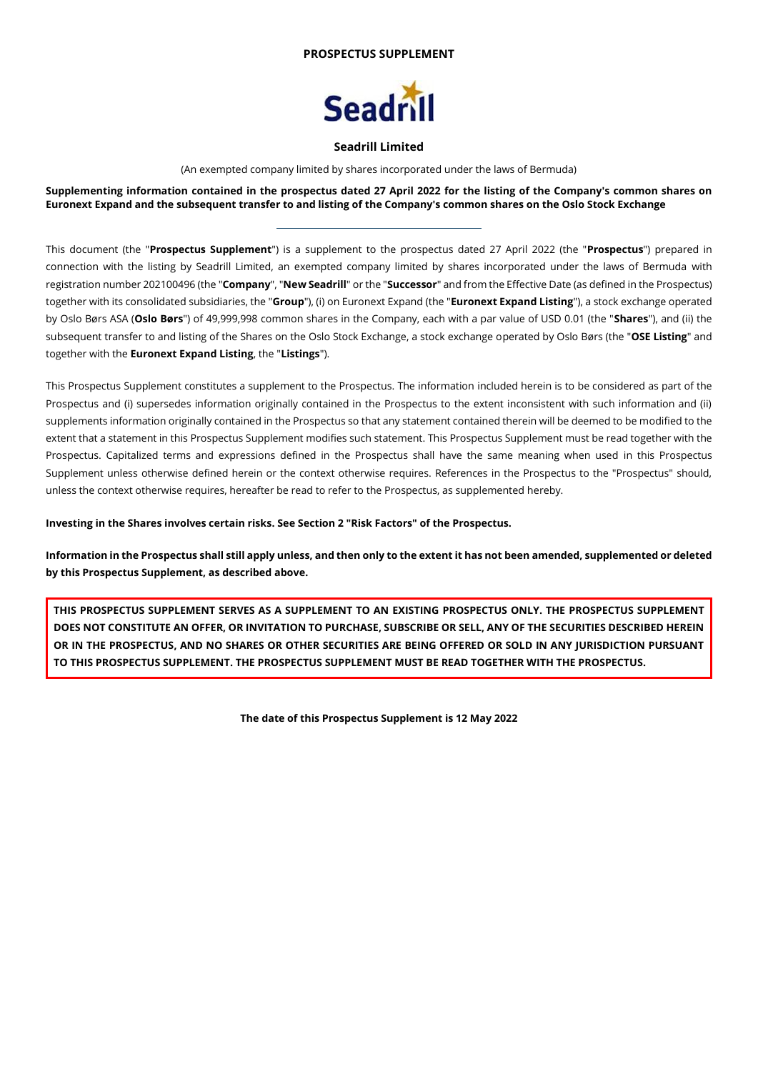**PROSPECTUS SUPPLEMENT**

# Seadrill Limited

(An exempted company limited by shares incorporated under the laws of Bermuda)

**Supplementing information contained in the prospectus dated 27 April 2022 for the listing of the Company's common shares on Euronext Expand and the subsequent transfer to and listing of the Company's common shares on the Oslo Stock Exchange**

---

This document (the "**Prospectus Supplement**") is a supplement to the prospectus dated 27 April 2022 (the "**Prospectus**") prepared in connection with the listing by Seadrill Limited, an exempted company limited by shares incorporated under the laws of Bermuda with registration number 202100496 (the "**Company**", "**New Seadrill**" or the "**Successor**" and from the Effective Date (as defined in the Prospectus) together with its consolidated subsidiaries, the "**Group**"), (i) on Euronext Expand (the "**Euronext Expand Listing**"), a stock exchange operated by Oslo Børs ASA (**Oslo Børs**") of 49,999,998 common shares in the Company, each with a par value of USD 0.01 (the "**Shares**"), and (ii) the subsequent transfer to and listing of the Shares on the Oslo Stock Exchange, a stock exchange operated by Oslo Børs (the "**OSE Listing**" and together with the **Euronext Expand Listing**, the "**Listings**").

This Prospectus Supplement constitutes a supplement to the Prospectus. The information included herein is to be considered as part of the Prospectus and (i) supersedes information originally contained in the Prospectus to the extent inconsistent with such information and (ii) supplements information originally contained in the Prospectus so that any statement contained therein will be deemed to be modified to the extent that a statement in this Prospectus Supplement modifies such statement. This Prospectus Supplement must be read together with the Prospectus. Capitalized terms and expressions defined in the Prospectus shall have the same meaning when used in this Prospectus Supplement unless otherwise defined herein or the context otherwise requires. References in the Prospectus to the "Prospectus" should, unless the context otherwise requires, hereafter be read to refer to the Prospectus, as supplemented hereby.

**Investing in the Shares involves certain risks. See Section 2 "Risk Factors" of the Prospectus.**

**Information in the Prospectus shall still apply unless, and then only to the extent it has not been amended, supplemented or deleted by this Prospectus Supplement, as described above.**

**THIS PROSPECTUS SUPPLEMENT SERVES AS A SUPPLEMENT TO AN EXISTING PROSPECTUS ONLY. THE PROSPECTUS SUPPLEMENT DOES NOT CONSTITUTE AN OFFER, OR INVITATION TO PURCHASE, SUBSCRIBE OR SELL, ANY OF THE SECURITIES DESCRIBED HEREIN OR IN THE PROSPECTUS, AND NO SHARES OR OTHER SECURITIES ARE BEING OFFERED OR SOLD IN ANY JURISDICTION PURSUANT TO THIS PROSPECTUS SUPPLEMENT. THE PROSPECTUS SUPPLEMENT MUST BE READ TOGETHER WITH THE PROSPECTUS.**

**The date of this Prospectus Supplement is 12 May 2022**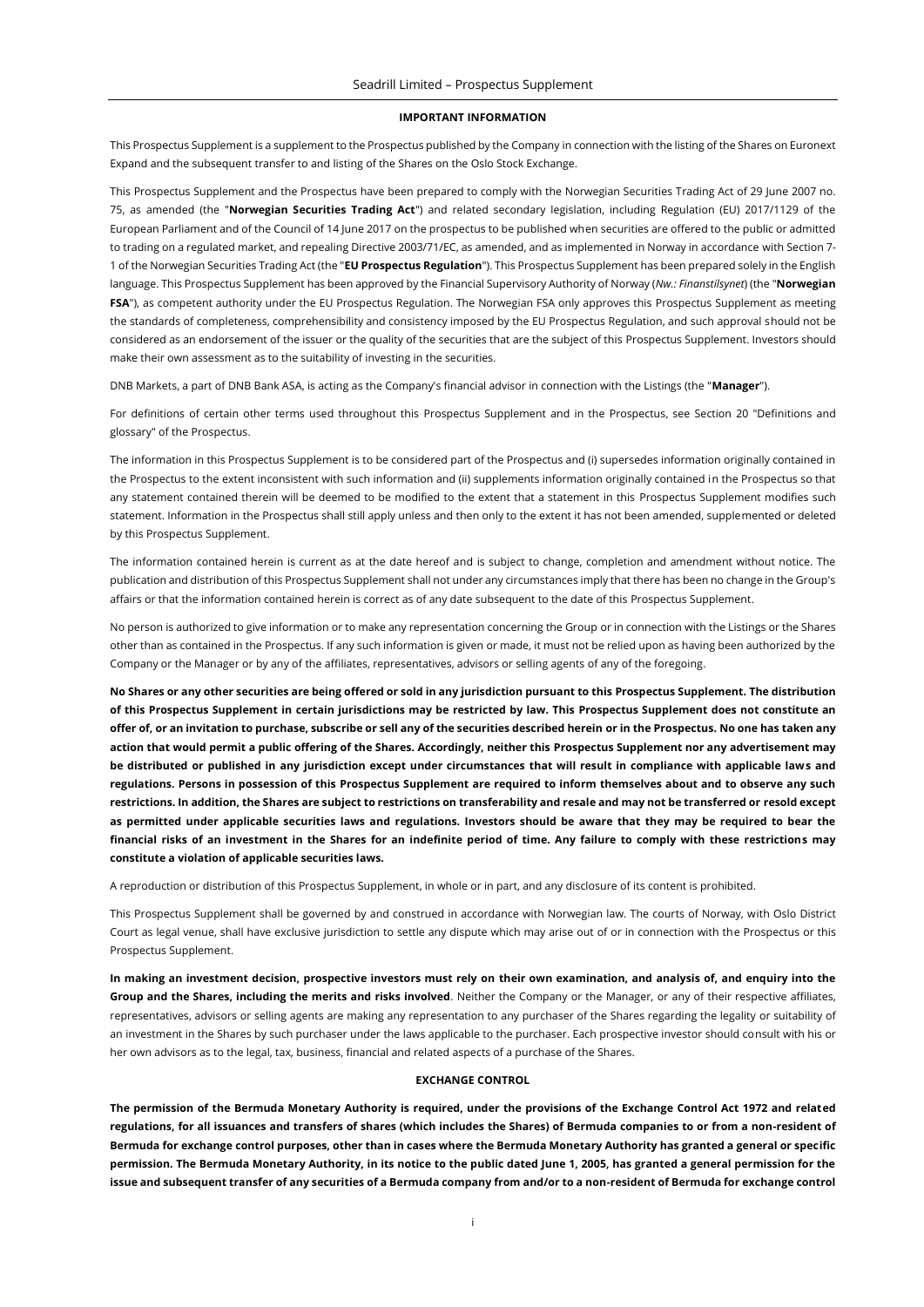## IMPORTANT INFORMATION

This Prospectus Supplement is a supplement to the Prospectus published by the Company in connection with the listing of the Shares on Euronext Expand and the subsequent transfer to and listing of the Shares on the Oslo Stock Exchange.

This Prospectus Supplement and the Prospectus have been prepared to comply with the Norwegian Securities Trading Act of 29 June 2007 no. 75, as amended (the "**Norwegian Securities Trading Act**") and related secondary legislation, including Regulation (EU) 2017/1129 of the European Parliament and of the Council of 14 June 2017 on the prospectus to be published when securities are offered to the public or admitted to trading on a regulated market, and repealing Directive 2003/71/EC, as amended, and as implemented in Norway in accordance with Section 7-1 of the Norwegian Securities Trading Act (the "**EU Prospectus Regulation**"). This Prospectus Supplement has been prepared solely in the English language. This Prospectus Supplement has been approved by the Financial Supervisory Authority of Norway (*Nw.: Finanstilsynet*) (the "**Norwegian FSA**"), as competent authority under the EU Prospectus Regulation. The Norwegian FSA only approves this Prospectus Supplement as meeting the standards of completeness, comprehensibility and consistency imposed by the EU Prospectus Regulation, and such approval should not be considered as an endorsement of the issuer or the quality of the securities that are the subject of this Prospectus Supplement. Investors should make their own assessment as to the suitability of investing in the securities.

DNB Markets, a part of DNB Bank ASA, is acting as the Company's financial advisor in connection with the Listings (the "**Manager**").

For definitions of certain other terms used throughout this Prospectus Supplement and in the Prospectus, see Section 20 "Definitions and glossary" of the Prospectus.

The information in this Prospectus Supplement is to be considered part of the Prospectus and (i) supersedes information originally contained in the Prospectus to the extent inconsistent with such information and (ii) supplements information originally contained in the Prospectus so that any statement contained therein will be deemed to be modified to the extent that a statement in this Prospectus Supplement modifies such statement. Information in the Prospectus shall still apply unless and then only to the extent it has not been amended, supplemented or deleted by this Prospectus Supplement.

The information contained herein is current as at the date hereof and is subject to change, completion and amendment without notice. The publication and distribution of this Prospectus Supplement shall not under any circumstances imply that there has been no change in the Group's affairs or that the information contained herein is correct as of any date subsequent to the date of this Prospectus Supplement.

No person is authorized to give information or to make any representation concerning the Group or in connection with the Listings or the Shares other than as contained in the Prospectus. If any such information is given or made, it must not be relied upon as having been authorized by the Company or the Manager or by any of the affiliates, representatives, advisors or selling agents of any of the foregoing.

**No Shares or any other securities are being offered or sold in any jurisdiction pursuant to this Prospectus Supplement. The distribution of this Prospectus Supplement in certain jurisdictions may be restricted by law. This Prospectus Supplement does not constitute an offer of, or an invitation to purchase, subscribe or sell any of the securities described herein or in the Prospectus. No one has taken any action that would permit a public offering of the Shares. Accordingly, neither this Prospectus Supplement nor any advertisement may be distributed or published in any jurisdiction except under circumstances that will result in compliance with applicable laws and regulations. Persons in possession of this Prospectus Supplement are required to inform themselves about and to observe any such restrictions. In addition, the Shares are subject to restrictions on transferability and resale and may not be transferred or resold except as permitted under applicable securities laws and regulations. Investors should be aware that they may be required to bear the financial risks of an investment in the Shares for an indefinite period of time. Any failure to comply with these restrictions may constitute a violation of applicable securities laws.**

A reproduction or distribution of this Prospectus Supplement, in whole or in part, and any disclosure of its content is prohibited.

This Prospectus Supplement shall be governed by and construed in accordance with Norwegian law. The courts of Norway, with Oslo District Court as legal venue, shall have exclusive jurisdiction to settle any dispute which may arise out of or in connection with the Prospectus or this Prospectus Supplement.

**In making an investment decision, prospective investors must rely on their own examination, and analysis of, and enquiry into the Group and the Shares, including the merits and risks involved**. Neither the Company or the Manager, or any of their respective affiliates, representatives, advisors or selling agents are making any representation to any purchaser of the Shares regarding the legality or suitability of an investment in the Shares by such purchaser under the laws applicable to the purchaser. Each prospective investor should consult with his or her own advisors as to the legal, tax, business, financial and related aspects of a purchase of the Shares.

## EXCHANGE CONTROL

**The permission of the Bermuda Monetary Authority is required, under the provisions of the Exchange Control Act 1972 and related regulations, for all issuances and transfers of shares (which includes the Shares) of Bermuda companies to or from a non-resident of Bermuda for exchange control purposes, other than in cases where the Bermuda Monetary Authority has granted a general or specific permission. The Bermuda Monetary Authority, in its notice to the public dated June 1, 2005, has granted a general permission for the issue and subsequent transfer of any securities of a Bermuda company from and/or to a non-resident of Bermuda for exchange control**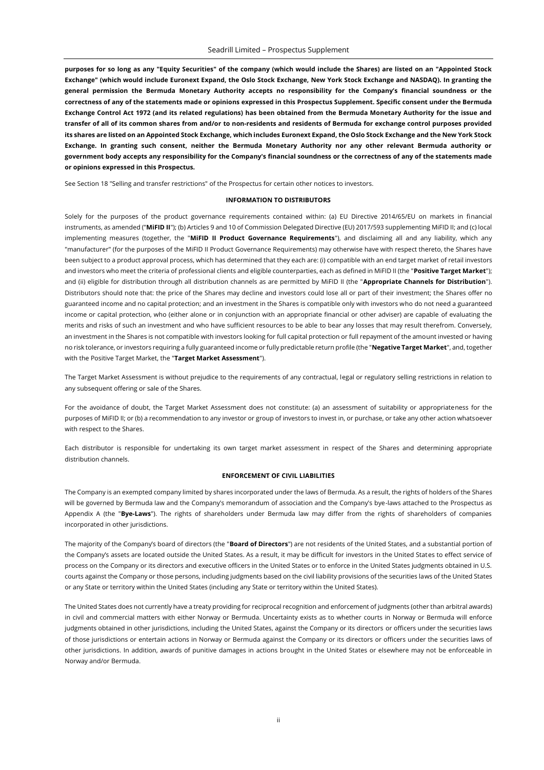**purposes for so long as any "Equity Securities" of the company (which would include the Shares) are listed on an "Appointed Stock Exchange" (which would include Euronext Expand, the Oslo Stock Exchange, New York Stock Exchange and NASDAQ). In granting the general permission the Bermuda Monetary Authority accepts no responsibility for the Company's financial soundness or the correctness of any of the statements made or opinions expressed in this Prospectus Supplement. Specific consent under the Bermuda Exchange Control Act 1972 (and its related regulations) has been obtained from the Bermuda Monetary Authority for the issue and transfer of all of its common shares from and/or to non-residents and residents of Bermuda for exchange control purposes provided its shares are listed on an Appointed Stock Exchange, which includes Euronext Expand, the Oslo Stock Exchange and the New York Stock Exchange. In granting such consent, neither the Bermuda Monetary Authority nor any other relevant Bermuda authority or government body accepts any responsibility for the Company's financial soundness or the correctness of any of the statements made or opinions expressed in this Prospectus.**

See Section 18 "Selling and transfer restrictions" of the Prospectus for certain other notices to investors.

## INFORMATION TO DISTRIBUTORS

Solely for the purposes of the product governance requirements contained within: (a) EU Directive 2014/65/EU on markets in financial instruments, as amended ("**MiFID II**"); (b) Articles 9 and 10 of Commission Delegated Directive (EU) 2017/593 supplementing MiFID II; and (c) local implementing measures (together, the "**MiFID II Product Governance Requirements**"), and disclaiming all and any liability, which any "manufacturer" (for the purposes of the MiFID II Product Governance Requirements) may otherwise have with respect thereto, the Shares have been subject to a product approval process, which has determined that they each are: (i) compatible with an end target market of retail investors and investors who meet the criteria of professional clients and eligible counterparties, each as defined in MiFID II (the "**Positive Target Market**"); and (ii) eligible for distribution through all distribution channels as are permitted by MiFID II (the "**Appropriate Channels for Distribution**"). Distributors should note that: the price of the Shares may decline and investors could lose all or part of their investment; the Shares offer no guaranteed income and no capital protection; and an investment in the Shares is compatible only with investors who do not need a guaranteed income or capital protection, who (either alone or in conjunction with an appropriate financial or other adviser) are capable of evaluating the merits and risks of such an investment and who have sufficient resources to be able to bear any losses that may result therefrom. Conversely, an investment in the Shares is not compatible with investors looking for full capital protection or full repayment of the amount invested or having no risk tolerance, or investors requiring a fully guaranteed income or fully predictable return profile (the "**Negative Target Market**", and, together with the Positive Target Market, the "**Target Market Assessment**").

The Target Market Assessment is without prejudice to the requirements of any contractual, legal or regulatory selling restrictions in relation to any subsequent offering or sale of the Shares.

For the avoidance of doubt, the Target Market Assessment does not constitute: (a) an assessment of suitability or appropriateness for the purposes of MiFID II; or (b) a recommendation to any investor or group of investors to invest in, or purchase, or take any other action whatsoever with respect to the Shares.

Each distributor is responsible for undertaking its own target market assessment in respect of the Shares and determining appropriate distribution channels.

## ENFORCEMENT OF CIVIL LIABILITIES

The Company is an exempted company limited by shares incorporated under the laws of Bermuda. As a result, the rights of holders of the Shares will be governed by Bermuda law and the Company's memorandum of association and the Company's bye-laws attached to the Prospectus as Appendix A (the "**Bye-Laws**"). The rights of shareholders under Bermuda law may differ from the rights of shareholders of companies incorporated in other jurisdictions.

The majority of the Company's board of directors (the "**Board of Directors**") are not residents of the United States, and a substantial portion of the Company's assets are located outside the United States. As a result, it may be difficult for investors in the United States to effect service of process on the Company or its directors and executive officers in the United States or to enforce in the United States judgments obtained in U.S. courts against the Company or those persons, including judgments based on the civil liability provisions of the securities laws of the United States or any State or territory within the United States (including any State or territory within the United States).

The United States does not currently have a treaty providing for reciprocal recognition and enforcement of judgments (other than arbitral awards) in civil and commercial matters with either Norway or Bermuda. Uncertainty exists as to whether courts in Norway or Bermuda will enforce judgments obtained in other jurisdictions, including the United States, against the Company or its directors or officers under the securities laws of those jurisdictions or entertain actions in Norway or Bermuda against the Company or its directors or officers under the securities laws of other jurisdictions. In addition, awards of punitive damages in actions brought in the United States or elsewhere may not be enforceable in Norway and/or Bermuda.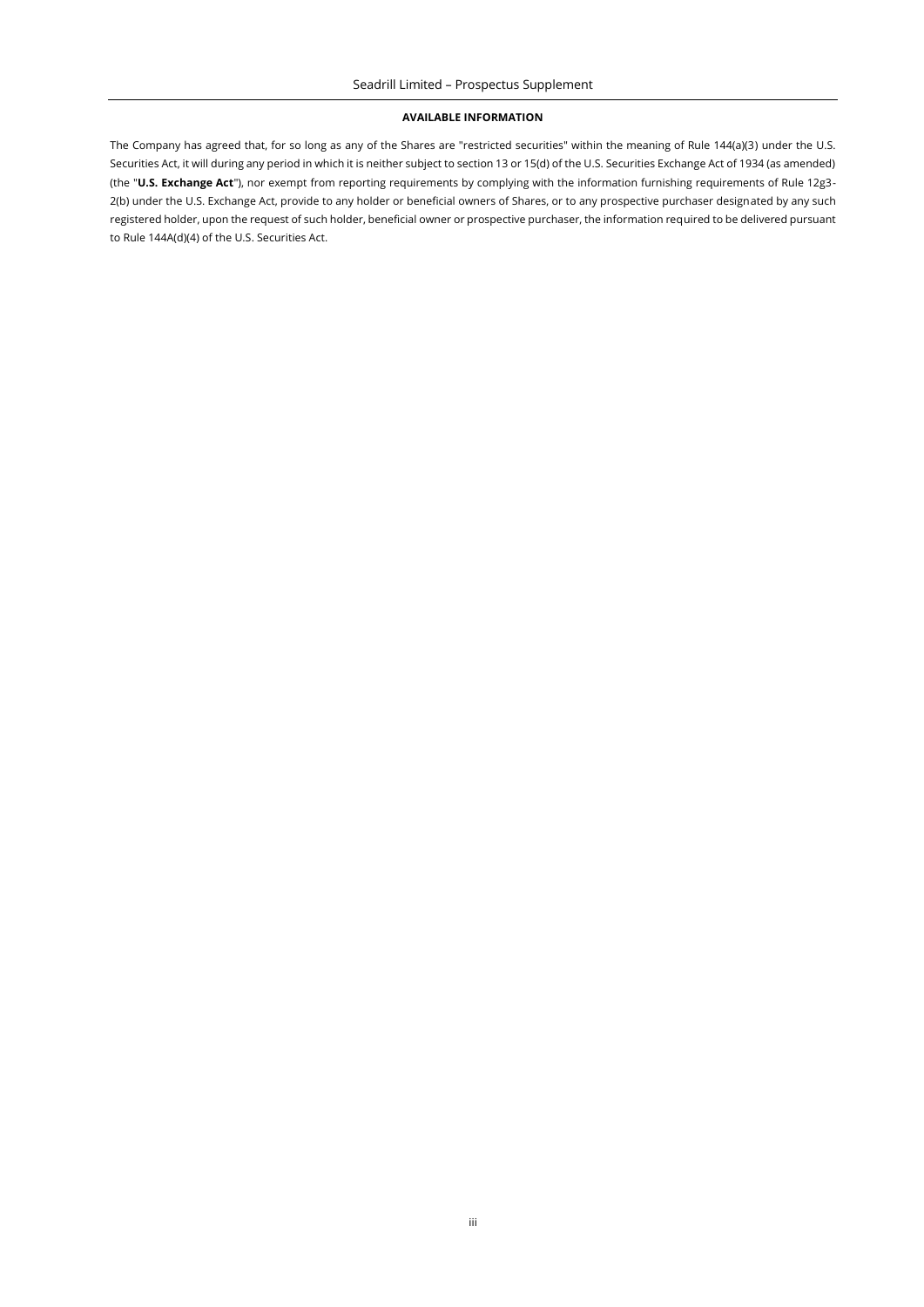## AVAILABLE INFORMATION

The Company has agreed that, for so long as any of the Shares are "restricted securities" within the meaning of Rule 144(a)(3) under the U.S. Securities Act, it will during any period in which it is neither subject to section 13 or 15(d) of the U.S. Securities Exchange Act of 1934 (as amended) (the "**U.S. Exchange Act**"), nor exempt from reporting requirements by complying with the information furnishing requirements of Rule 12g3-2(b) under the U.S. Exchange Act, provide to any holder or beneficial owners of Shares, or to any prospective purchaser designated by any such registered holder, upon the request of such holder, beneficial owner or prospective purchaser, the information required to be delivered pursuant to Rule 144A(d)(4) of the U.S. Securities Act.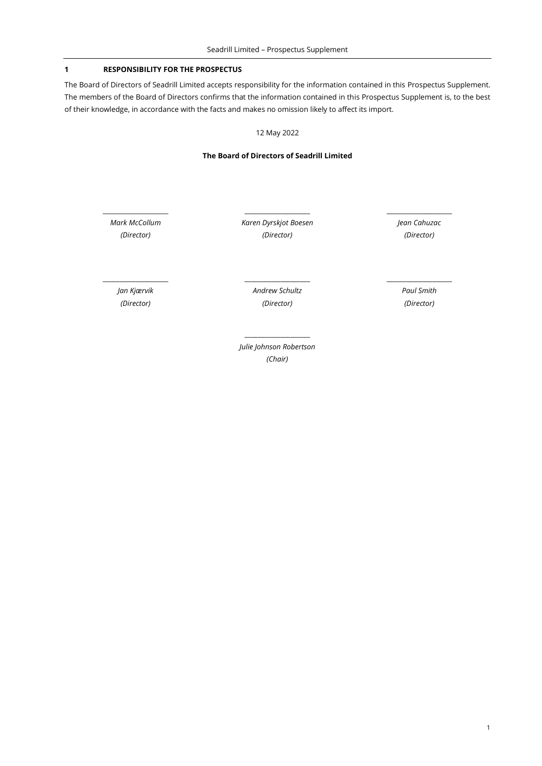# 1 RESPONSIBILITY FOR THE PROSPECTUS

The Board of Directors of Seadrill Limited accepts responsibility for the information contained in this Prospectus Supplement. The members of the Board of Directors confirms that the information contained in this Prospectus Supplement is, to the best of their knowledge, in accordance with the facts and makes no omission likely to affect its import.

12 May 2022

**The Board of Directors of Seadrill Limited**

| | | |
|---|---|---|
| ___________________ | ___________________ | ___________________ |
| *Mark McCollum* | *Karen Dyrskjot Boesen* | *Jean Cahuzac* |
| *(Director)* | *(Director)* | *(Director)* |
| ___________________ | ___________________ | ___________________ |
| *Jan Kjærvik* | *Andrew Schultz* | *Paul Smith* |
| *(Director)* | *(Director)* | *(Director)* |

___________________

*Julie Johnson Robertson*

*(Chair)*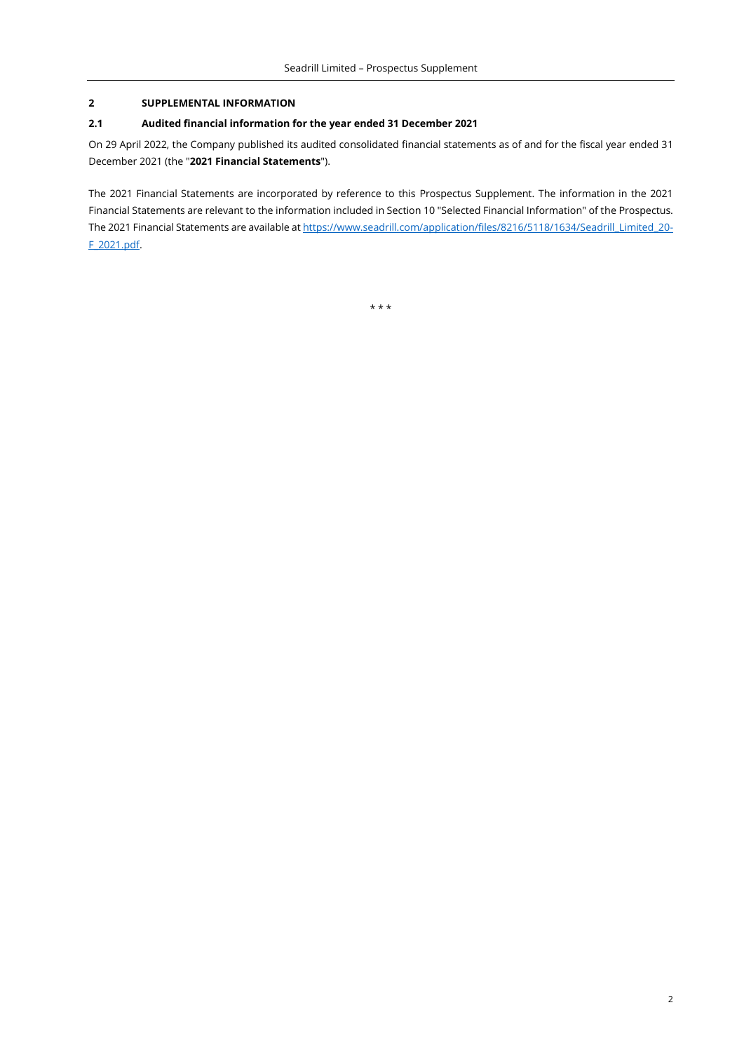## 2 SUPPLEMENTAL INFORMATION

### 2.1 Audited financial information for the year ended 31 December 2021

On 29 April 2022, the Company published its audited consolidated financial statements as of and for the fiscal year ended 31 December 2021 (the "**2021 Financial Statements**").

The 2021 Financial Statements are incorporated by reference to this Prospectus Supplement. The information in the 2021 Financial Statements are relevant to the information included in Section 10 "Selected Financial Information" of the Prospectus. The 2021 Financial Statements are available at [https://www.seadrill.com/application/files/8216/5118/1634/Seadrill_Limited_20-F_2021.pdf](https://www.seadrill.com/application/files/8216/5118/1634/Seadrill_Limited_20-F_2021.pdf).

\* \* \*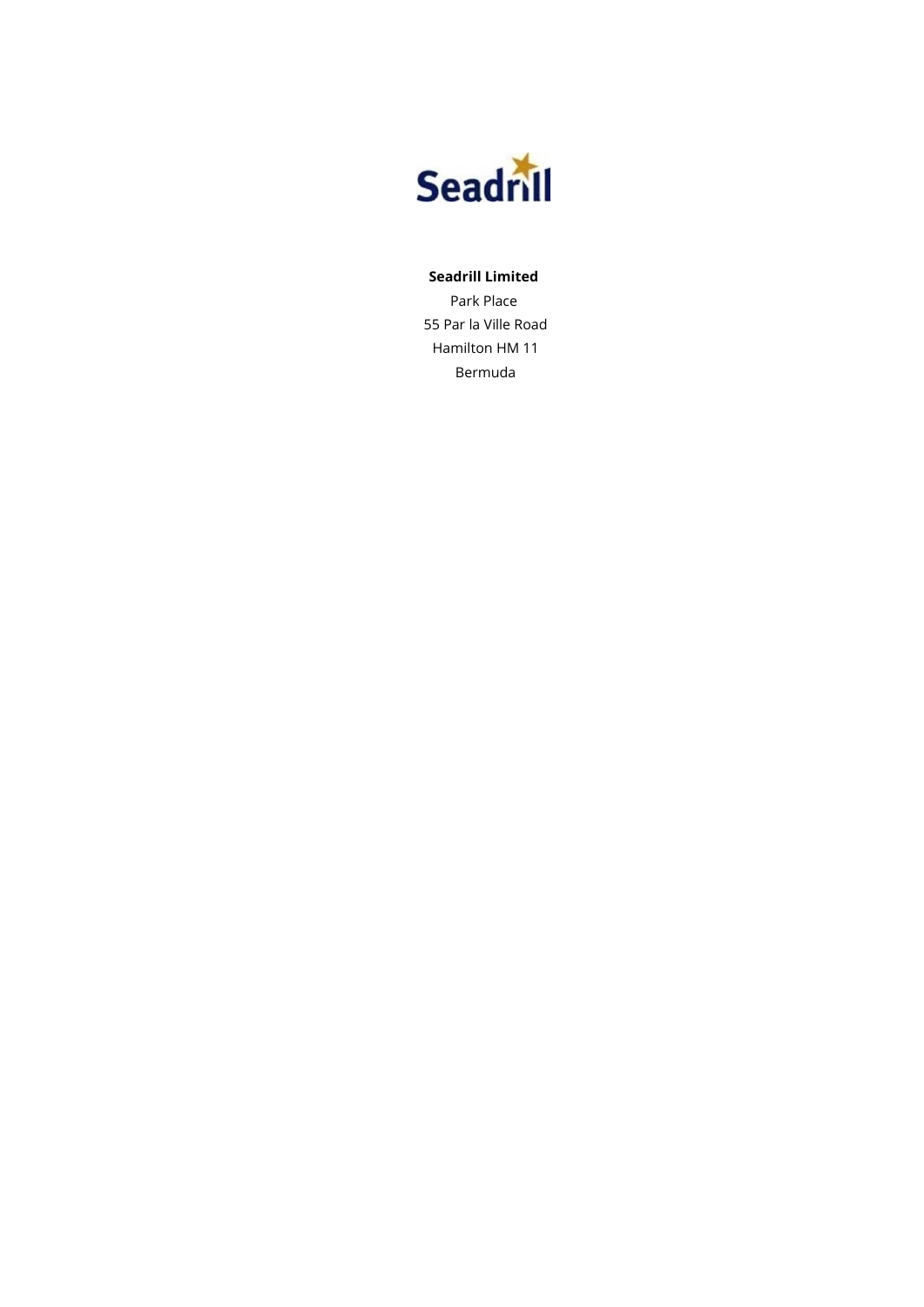**Seadrill Limited**

Park Place

55 Par la Ville Road

Hamilton HM 11

Bermuda